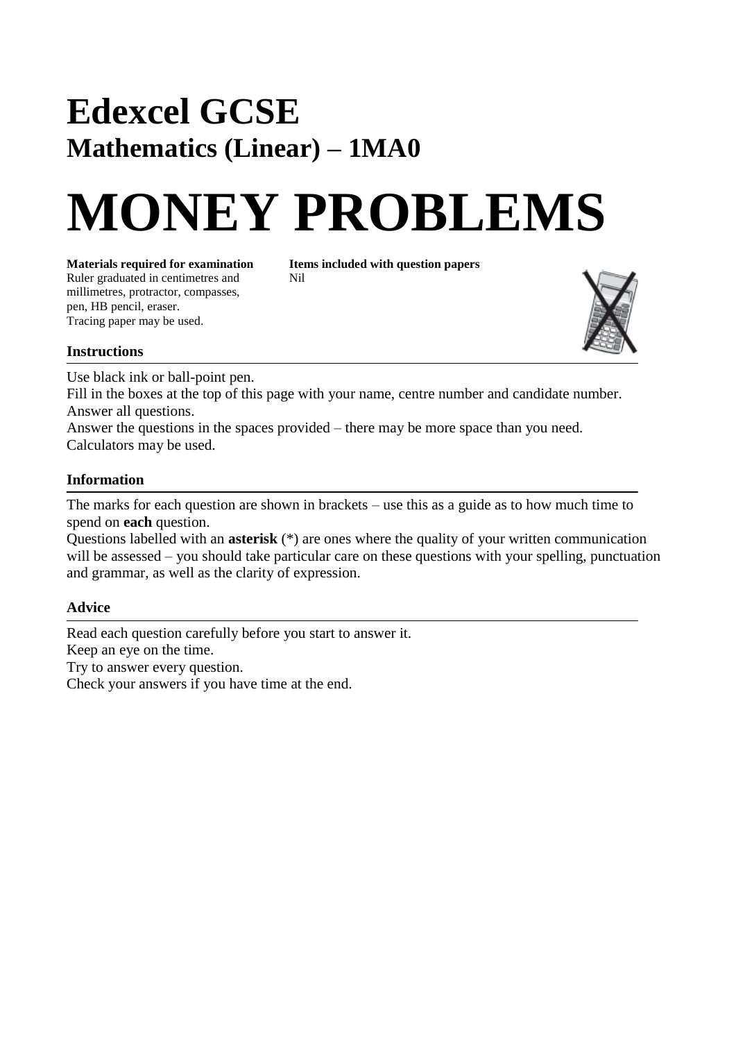# Edexcel GCSE

## Mathematics (Linear) – 1MA0

# MONEY PROBLEMS

**Materials required for examination**
Ruler graduated in centimetres and millimetres, protractor, compasses, pen, HB pencil, eraser.
Tracing paper may be used.

**Items included with question papers**
Nil

### Instructions

Use black ink or ball-point pen.
Fill in the boxes at the top of this page with your name, centre number and candidate number.
Answer all questions.
Answer the questions in the spaces provided – there may be more space than you need.
Calculators may be used.

### Information

The marks for each question are shown in brackets – use this as a guide as to how much time to spend on **each** question.
Questions labelled with an **asterisk** (*) are ones where the quality of your written communication will be assessed – you should take particular care on these questions with your spelling, punctuation and grammar, as well as the clarity of expression.

### Advice

Read each question carefully before you start to answer it.
Keep an eye on the time.
Try to answer every question.
Check your answers if you have time at the end.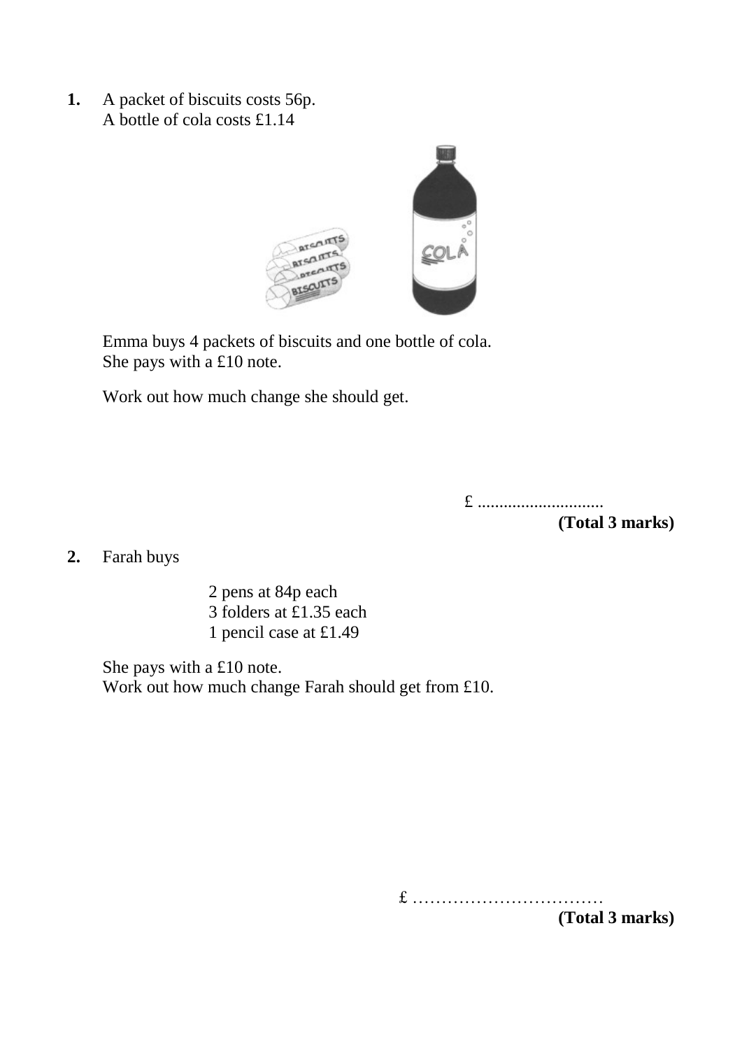**1.** A packet of biscuits costs 56p.
A bottle of cola costs £1.14

Emma buys 4 packets of biscuits and one bottle of cola.
She pays with a £10 note.

Work out how much change she should get.

£ ............................

**(Total 3 marks)**

**2.** Farah buys

2 pens at 84p each
3 folders at £1.35 each
1 pencil case at £1.49

She pays with a £10 note.
Work out how much change Farah should get from £10.

£ ……………………………

**(Total 3 marks)**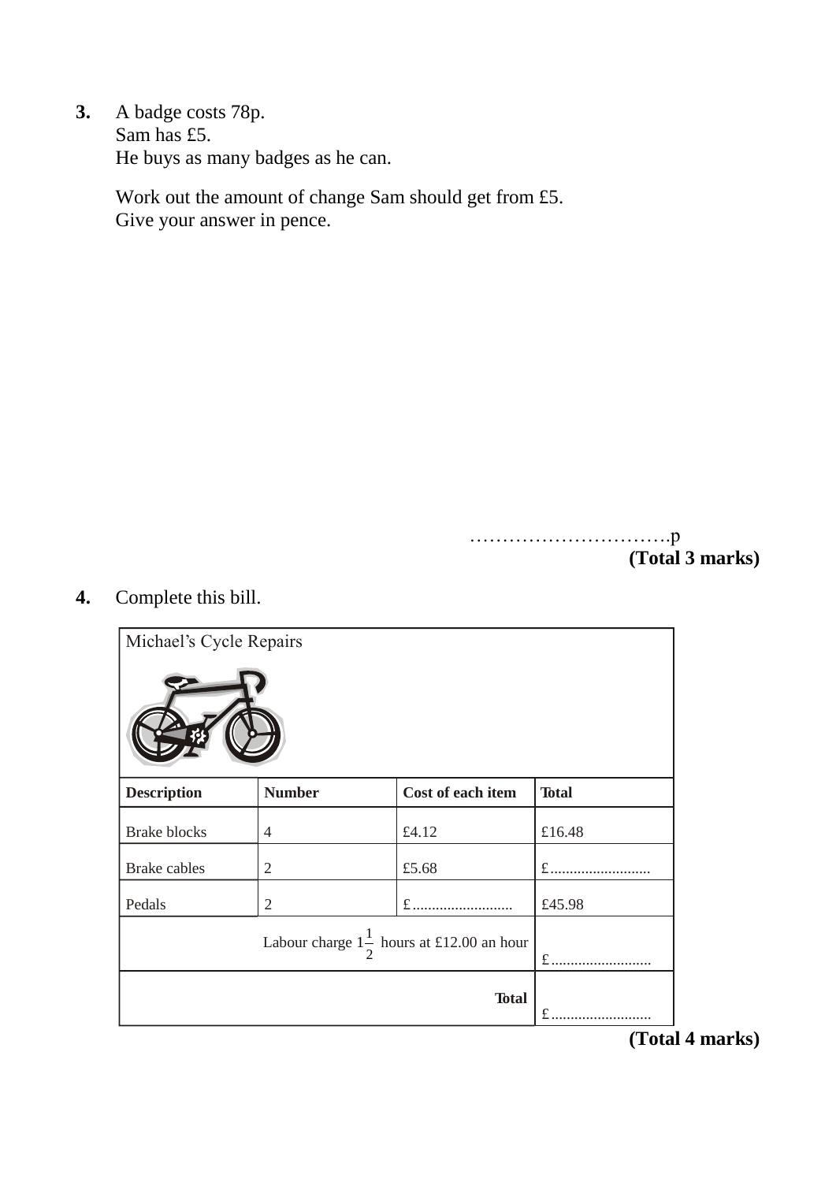**3.** A badge costs 78p.
Sam has £5.
He buys as many badges as he can.

Work out the amount of change Sam should get from £5.
Give your answer in pence.

…………………………p

**(Total 3 marks)**

**4.** Complete this bill.

Michael's Cycle Repairs

| Description | Number | Cost of each item | Total |
|---|---|---|---|
| Brake blocks | 4 | £4.12 | £16.48 |
| Brake cables | 2 | £5.68 | £.......................... |
| Pedals | 2 | £.......................... | £45.98 |
| Labour charge $1\frac{1}{2}$ hours at £12.00 an hour | | | £.......................... |
| **Total** | | | £.......................... |

**(Total 4 marks)**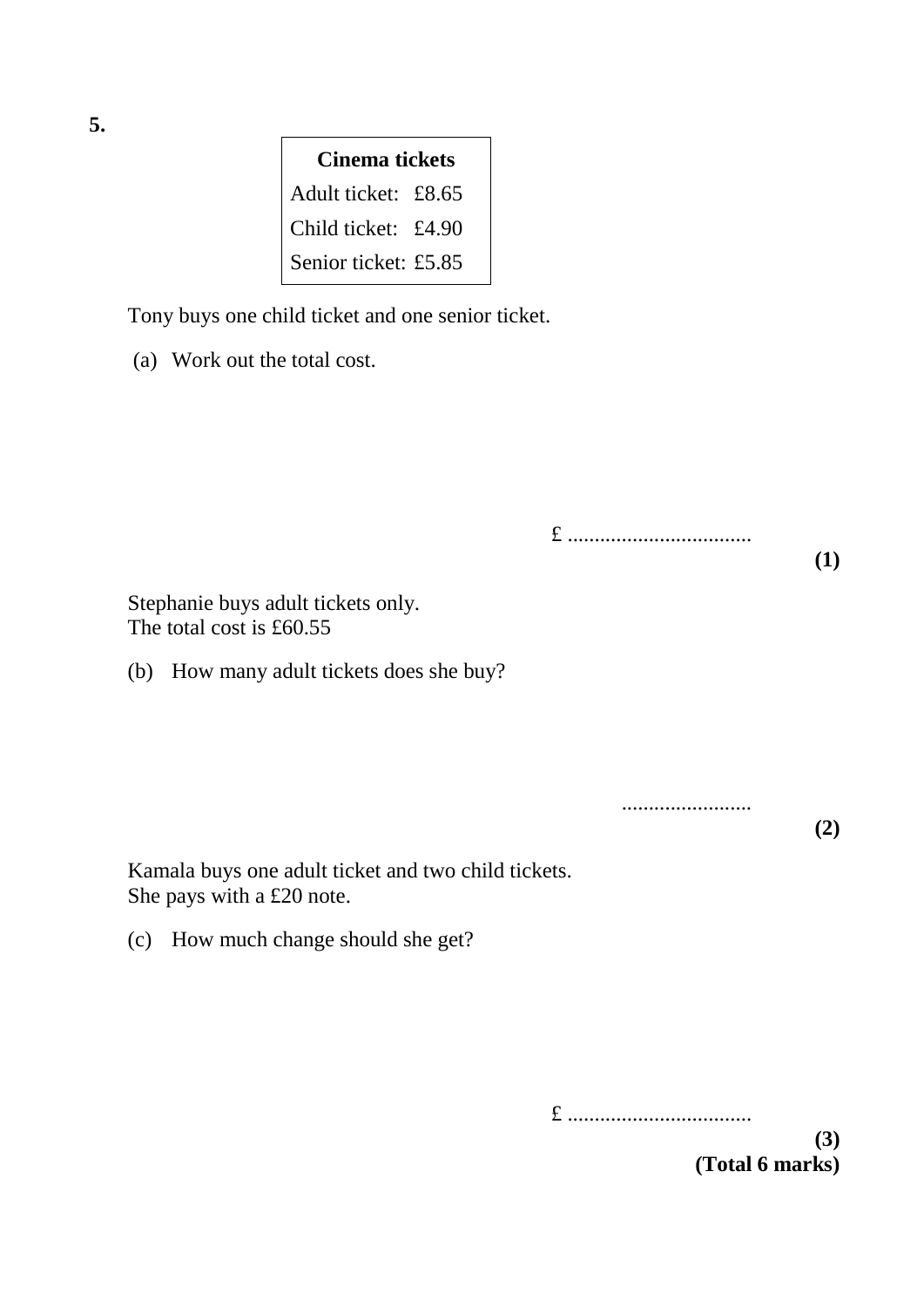**5.**

| **Cinema tickets** | |
|---|---|
| Adult ticket: | £8.65 |
| Child ticket: | £4.90 |
| Senior ticket: | £5.85 |

Tony buys one child ticket and one senior ticket.

(a) Work out the total cost.

£ ..................................

**(1)**

Stephanie buys adult tickets only.
The total cost is £60.55

(b) How many adult tickets does she buy?

........................

**(2)**

Kamala buys one adult ticket and two child tickets.
She pays with a £20 note.

(c) How much change should she get?

£ ..................................

**(3)**

**(Total 6 marks)**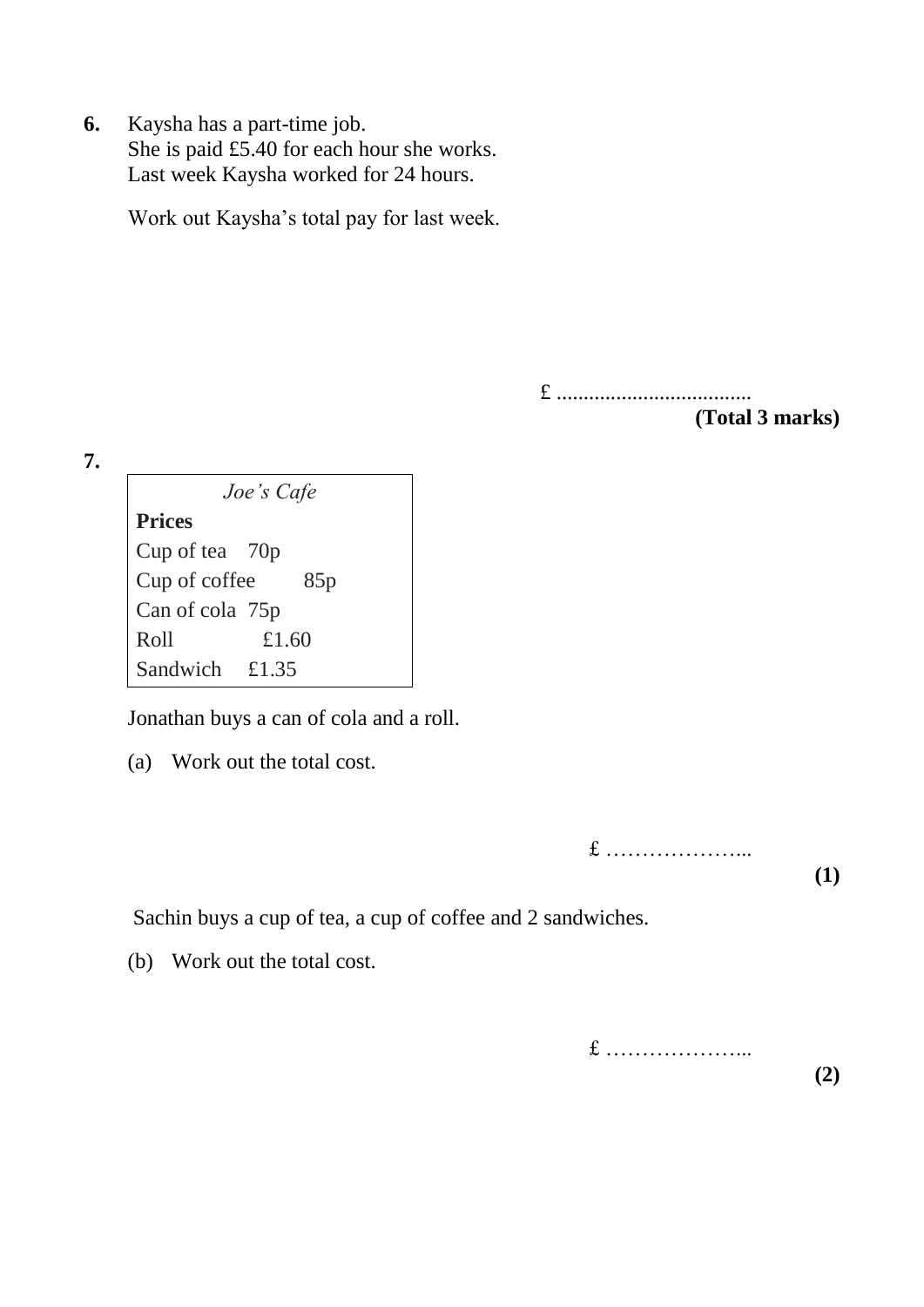**6.** Kaysha has a part-time job.
She is paid £5.40 for each hour she works.
Last week Kaysha worked for 24 hours.

Work out Kaysha's total pay for last week.

£ ...................................

**(Total 3 marks)**

**7.**

| *Joe's Cafe* | |
|---|---|
| **Prices** | |
| Cup of tea | 70p |
| Cup of coffee | 85p |
| Can of cola | 75p |
| Roll | £1.60 |
| Sandwich | £1.35 |

Jonathan buys a can of cola and a roll.

(a) Work out the total cost.

£ ………………...

**(1)**

Sachin buys a cup of tea, a cup of coffee and 2 sandwiches.

(b) Work out the total cost.

£ ………………...

**(2)**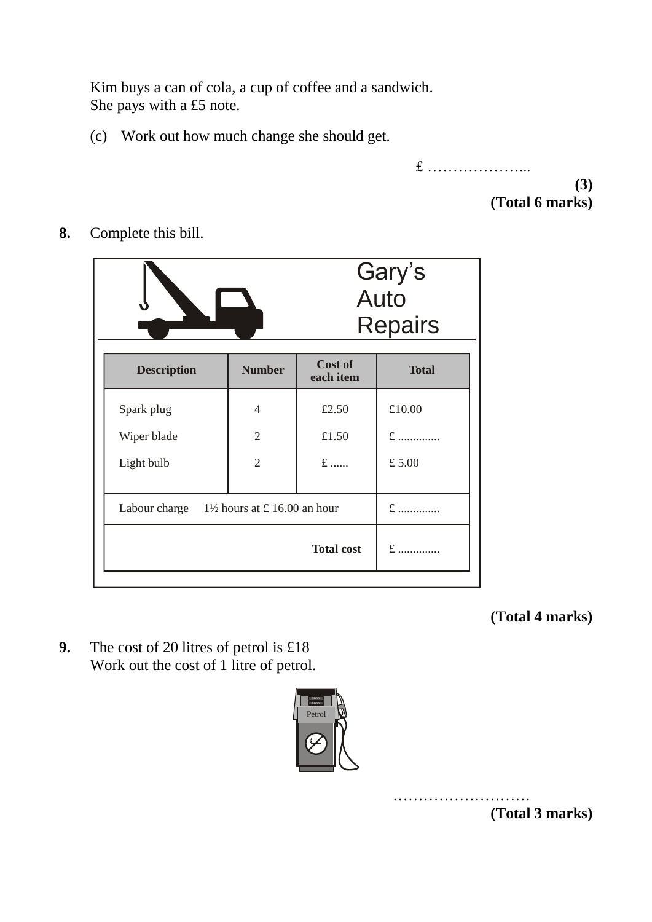Kim buys a can of cola, a cup of coffee and a sandwich.
She pays with a £5 note.

(c) Work out how much change she should get.

£ ………………...

**(3)**
**(Total 6 marks)**

**8.** Complete this bill.

Gary's Auto Repairs

| Description | Number | Cost of each item | Total |
|---|---|---|---|
| Spark plug | 4 | £2.50 | £10.00 |
| Wiper blade | 2 | £1.50 | £ ............. |
| Light bulb | 2 | £ ...... | £ 5.00 |
| Labour charge 1½ hours at £ 16.00 an hour | | | £ ............. |
| | | **Total cost** | £ ............. |

**(Total 4 marks)**

**9.** The cost of 20 litres of petrol is £18
Work out the cost of 1 litre of petrol.

………………………
**(Total 3 marks)**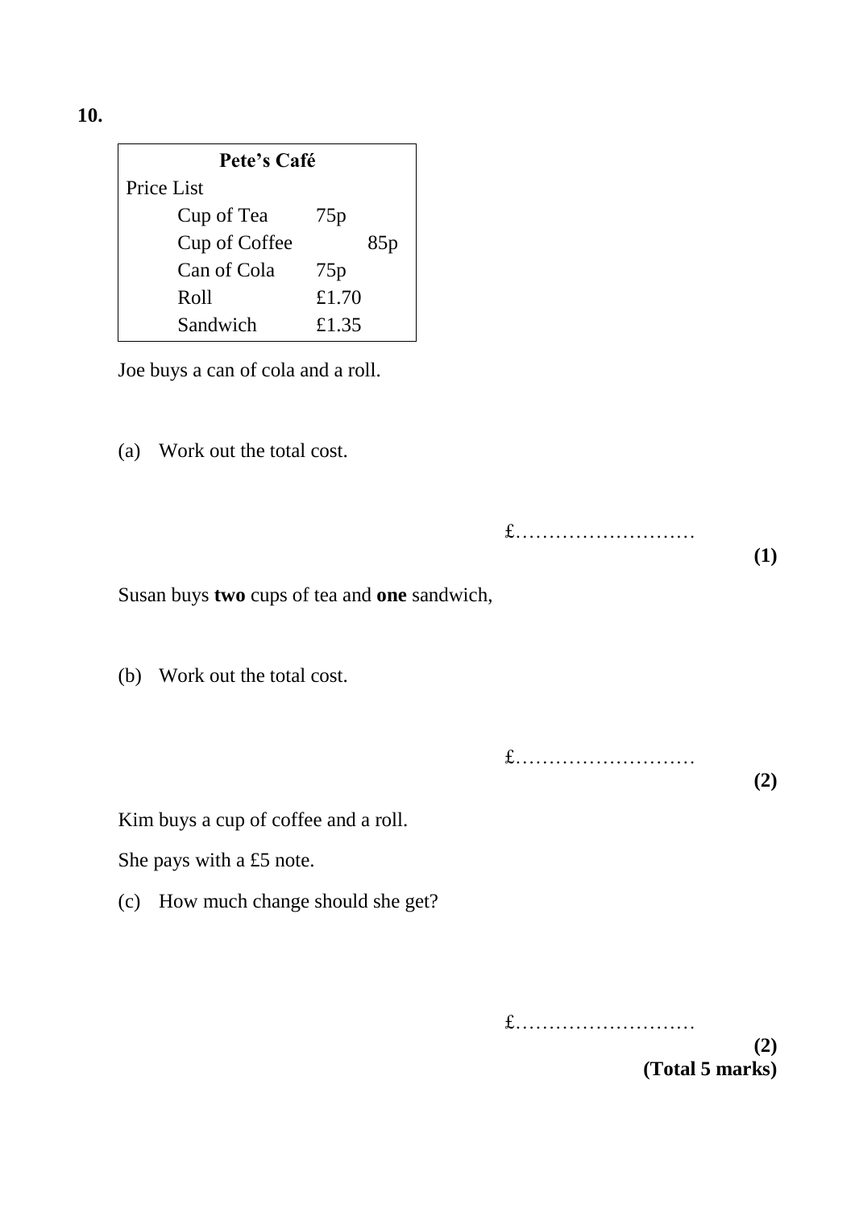**10.**

| **Pete's Café** | |
|---|---|
| Price List | |
| Cup of Tea | 75p |
| Cup of Coffee | 85p |
| Can of Cola | 75p |
| Roll | £1.70 |
| Sandwich | £1.35 |

Joe buys a can of cola and a roll.

(a) Work out the total cost.

£………………………

**(1)**

Susan buys **two** cups of tea and **one** sandwich,

(b) Work out the total cost.

£………………………

**(2)**

Kim buys a cup of coffee and a roll.

She pays with a £5 note.

(c) How much change should she get?

£………………………

**(2)**
**(Total 5 marks)**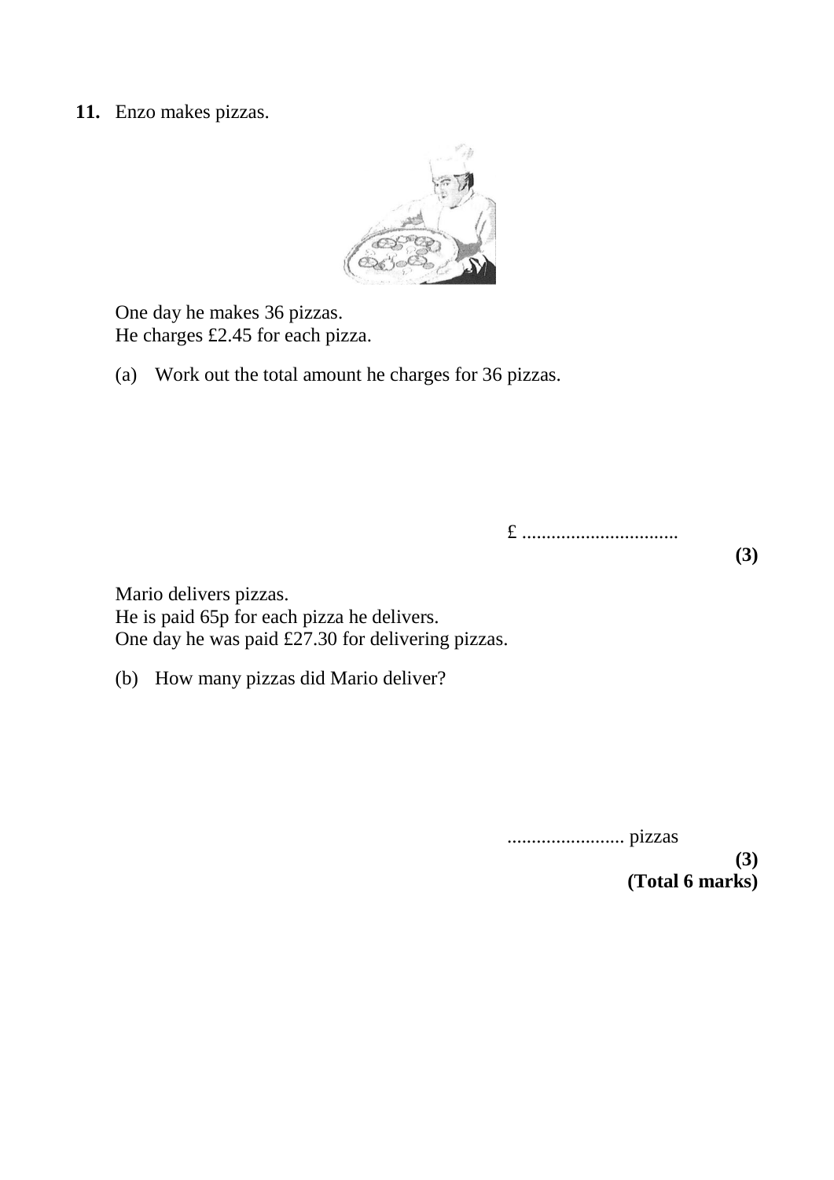**11.** Enzo makes pizzas.

One day he makes 36 pizzas.
He charges £2.45 for each pizza.

(a) Work out the total amount he charges for 36 pizzas.

£ ................................

**(3)**

Mario delivers pizzas.
He is paid 65p for each pizza he delivers.
One day he was paid £27.30 for delivering pizzas.

(b) How many pizzas did Mario deliver?

........................ pizzas

**(3)**
**(Total 6 marks)**